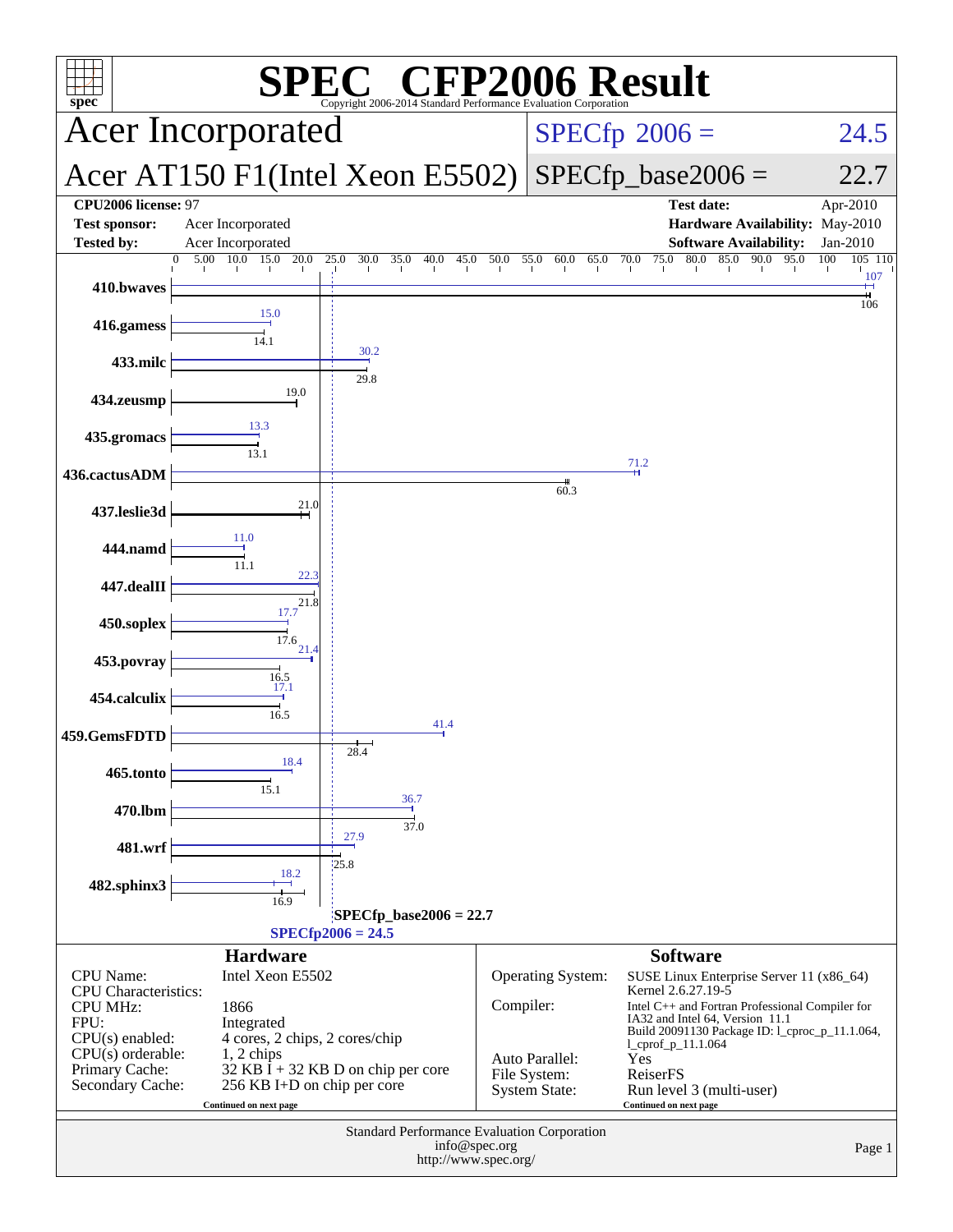# SPEC CFP2006 Result

Copyright 2006-2014 Standard Performance Evaluation Corporation

## Acer Incorporated

## Acer AT150 F1(Intel Xeon E5502)

**SPECfp 2006 = 24.5**

**SPECfp_base2006 = 22.7**

| | | | |
|---|---|---|---|
| **CPU2006 license:** 97 | | **Test date:** | Apr-2010 |
| **Test sponsor:** | Acer Incorporated | **Hardware Availability:** | May-2010 |
| **Tested by:** | Acer Incorporated | **Software Availability:** | Jan-2010 |

| Benchmark | Peak | Base |
|---|---|---|
| 410.bwaves | 107 | 106 |
| 416.gamess | 15.0 | 14.1 |
| 433.milc | 30.2 | 29.8 |
| 434.zeusmp | 19.0 | 19.0 |
| 435.gromacs | 13.3 | 13.1 |
| 436.cactusADM | 71.2 | 60.3 |
| 437.leslie3d | 21.0 | 21.0 |
| 444.namd | 11.0 | 11.1 |
| 447.dealII | 22.3 | 21.8 |
| 450.soplex | 17.7 | 17.6 |
| 453.povray | 21.4 | 16.5 |
| 454.calculix | 17.1 | 16.5 |
| 459.GemsFDTD | 41.4 | 28.4 |
| 465.tonto | 18.4 | 15.1 |
| 470.lbm | 36.7 | 37.0 |
| 481.wrf | 27.9 | 25.8 |
| 482.sphinx3 | 18.2 | 16.9 |

SPECfp_base2006 = 22.7

SPECfp2006 = 24.5

### Hardware

| | |
|---|---|
| CPU Name: | Intel Xeon E5502 |
| CPU Characteristics: | |
| CPU MHz: | 1866 |
| FPU: | Integrated |
| CPU(s) enabled: | 4 cores, 2 chips, 2 cores/chip |
| CPU(s) orderable: | 1, 2 chips |
| Primary Cache: | 32 KB I + 32 KB D on chip per core |
| Secondary Cache: | 256 KB I+D on chip per core |

Continued on next page

### Software

| | |
|---|---|
| Operating System: | SUSE Linux Enterprise Server 11 (x86_64) Kernel 2.6.27.19-5 |
| Compiler: | Intel C++ and Fortran Professional Compiler for IA32 and Intel 64, Version 11.1 Build 20091130 Package ID: l_cproc_p_11.1.064, l_cprof_p_11.1.064 |
| Auto Parallel: | Yes |
| File System: | ReiserFS |
| System State: | Run level 3 (multi-user) |

Continued on next page

Standard Performance Evaluation Corporation
info@spec.org
http://www.spec.org/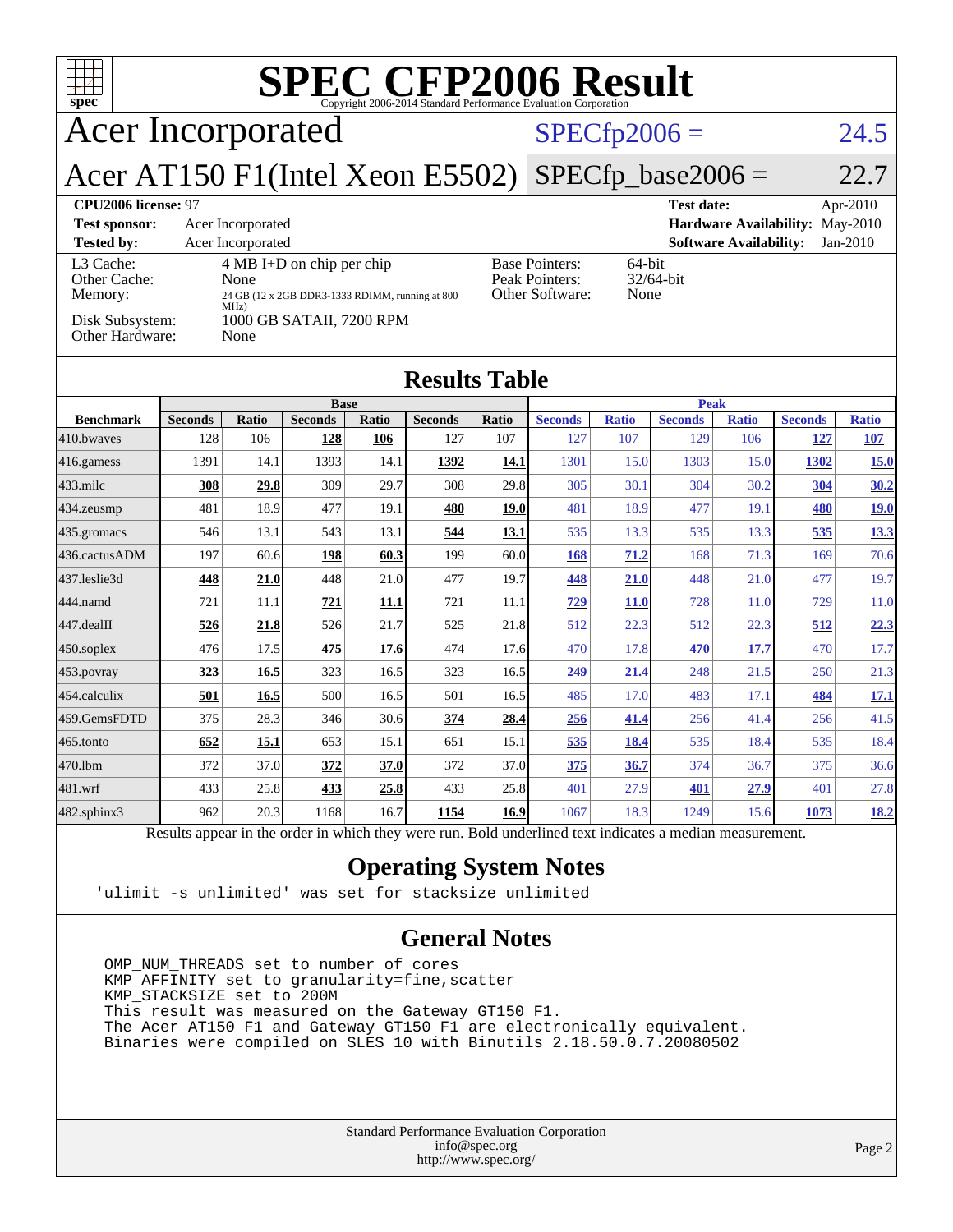# SPEC CFP2006 Result

Copyright 2006-2014 Standard Performance Evaluation Corporation

## Acer Incorporated

## Acer AT150 F1(Intel Xeon E5502)

SPECfp2006 = 24.5

SPECfp_base2006 = 22.7

| | | | |
|---|---|---|---|
| **CPU2006 license:** 97 | | **Test date:** | Apr-2010 |
| **Test sponsor:** | Acer Incorporated | **Hardware Availability:** | May-2010 |
| **Tested by:** | Acer Incorporated | **Software Availability:** | Jan-2010 |

| | | | |
|---|---|---|---|
| L3 Cache: | 4 MB I+D on chip per chip | Base Pointers: | 64-bit |
| Other Cache: | None | Peak Pointers: | 32/64-bit |
| Memory: | 24 GB (12 x 2GB DDR3-1333 RDIMM, running at 800 MHz) | Other Software: | None |
| Disk Subsystem: | 1000 GB SATAII, 7200 RPM | | |
| Other Hardware: | None | | |

## Results Table

| | Base | | | | | | Peak | | | | | |
|---|---|---|---|---|---|---|---|---|---|---|---|---|
| **Benchmark** | **Seconds** | **Ratio** | **Seconds** | **Ratio** | **Seconds** | **Ratio** | **Seconds** | **Ratio** | **Seconds** | **Ratio** | **Seconds** | **Ratio** |
| 410.bwaves | 128 | 106 | **128** | **106** | 127 | 107 | 127 | 107 | 129 | 106 | **127** | **107** |
| 416.gamess | 1391 | 14.1 | 1393 | 14.1 | **1392** | **14.1** | 1301 | 15.0 | 1303 | 15.0 | **1302** | **15.0** |
| 433.milc | **308** | **29.8** | 309 | 29.7 | 308 | 29.8 | 305 | 30.1 | 304 | 30.2 | **304** | **30.2** |
| 434.zeusmp | 481 | 18.9 | 477 | 19.1 | **480** | **19.0** | 481 | 18.9 | 477 | 19.1 | **480** | **19.0** |
| 435.gromacs | 546 | 13.1 | 543 | 13.1 | **544** | **13.1** | 535 | 13.3 | 535 | 13.3 | **535** | **13.3** |
| 436.cactusADM | 197 | 60.6 | **198** | **60.3** | 199 | 60.0 | **168** | **71.2** | 168 | 71.3 | 169 | 70.6 |
| 437.leslie3d | **448** | **21.0** | 448 | 21.0 | 477 | 19.7 | **448** | **21.0** | 448 | 21.0 | 477 | 19.7 |
| 444.namd | 721 | 11.1 | **721** | **11.1** | 721 | 11.1 | **729** | **11.0** | 728 | 11.0 | 729 | 11.0 |
| 447.dealII | **526** | **21.8** | 526 | 21.7 | 525 | 21.8 | 512 | 22.3 | 512 | 22.3 | **512** | **22.3** |
| 450.soplex | 476 | 17.5 | **475** | **17.6** | 474 | 17.6 | 470 | 17.8 | **470** | **17.7** | 470 | 17.7 |
| 453.povray | **323** | **16.5** | 323 | 16.5 | 323 | 16.5 | **249** | **21.4** | 248 | 21.5 | 250 | 21.3 |
| 454.calculix | **501** | **16.5** | 500 | 16.5 | 501 | 16.5 | 485 | 17.0 | 483 | 17.1 | **484** | **17.1** |
| 459.GemsFDTD | 375 | 28.3 | 346 | 30.6 | **374** | **28.4** | **256** | **41.4** | 256 | 41.4 | 256 | 41.5 |
| 465.tonto | **652** | **15.1** | 653 | 15.1 | 651 | 15.1 | **535** | **18.4** | 535 | 18.4 | 535 | 18.4 |
| 470.lbm | 372 | 37.0 | **372** | **37.0** | 372 | 37.0 | **375** | **36.7** | 374 | 36.7 | 375 | 36.6 |
| 481.wrf | 433 | 25.8 | **433** | **25.8** | 433 | 25.8 | 401 | 27.9 | **401** | **27.9** | 401 | 27.8 |
| 482.sphinx3 | 962 | 20.3 | 1168 | 16.7 | **1154** | **16.9** | 1067 | 18.3 | 1249 | 15.6 | **1073** | **18.2** |

Results appear in the order in which they were run. Bold underlined text indicates a median measurement.

## Operating System Notes

```
'ulimit -s unlimited' was set for stacksize unlimited
```

## General Notes

```
OMP_NUM_THREADS set to number of cores
KMP_AFFINITY set to granularity=fine,scatter
KMP_STACKSIZE set to 200M
This result was measured on the Gateway GT150 F1.
The Acer AT150 F1 and Gateway GT150 F1 are electronically equivalent.
Binaries were compiled on SLES 10 with Binutils 2.18.50.0.7.20080502
```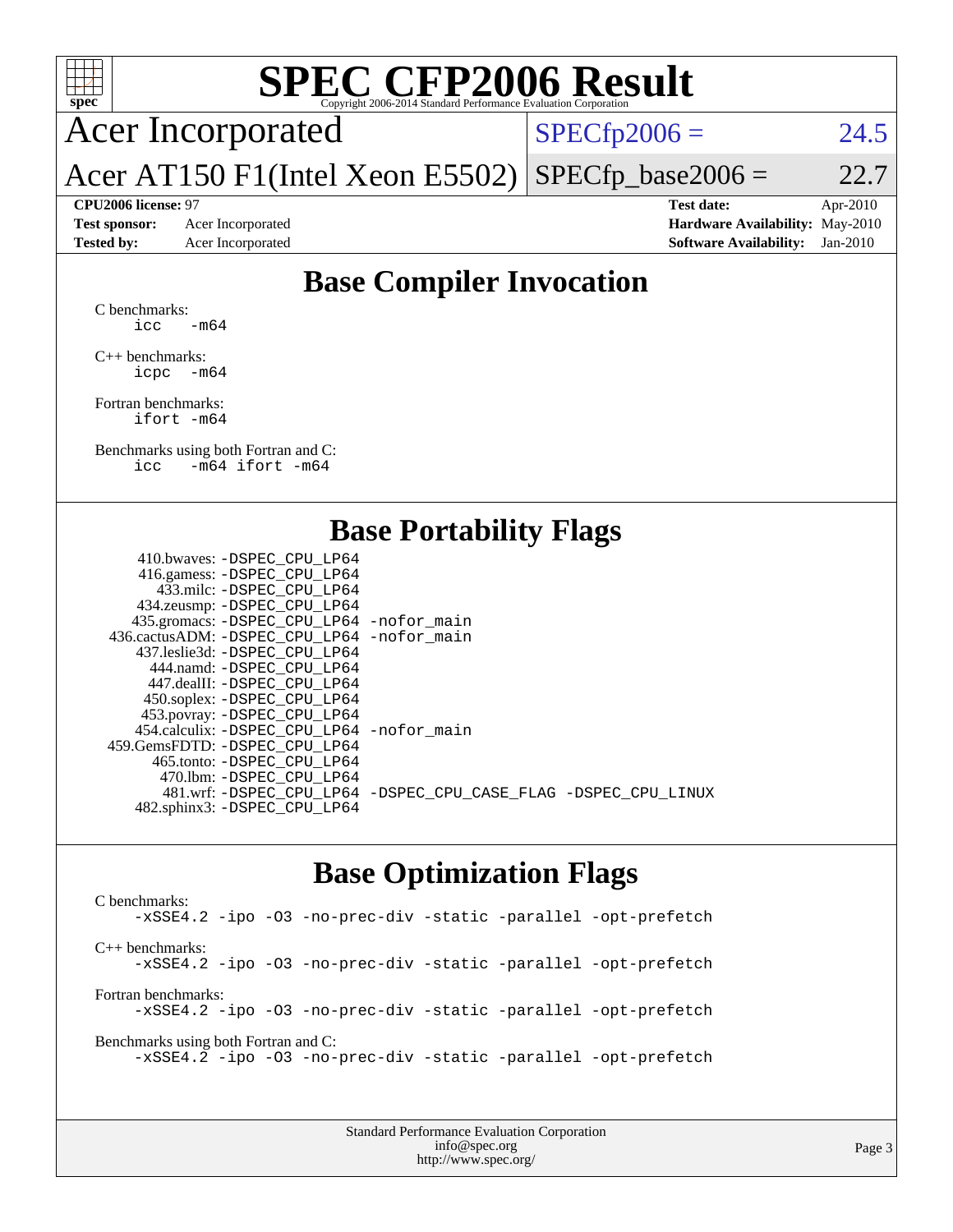# SPEC CFP2006 Result

Copyright 2006-2014 Standard Performance Evaluation Corporation

**Acer Incorporated**

**Acer AT150 F1(Intel Xeon E5502)**

SPECfp2006 = 24.5

SPECfp_base2006 = 22.7

| | | | |
|---|---|---|---|
| **CPU2006 license:** 97 | | **Test date:** | Apr-2010 |
| **Test sponsor:** | Acer Incorporated | **Hardware Availability:** | May-2010 |
| **Tested by:** | Acer Incorporated | **Software Availability:** | Jan-2010 |

## Base Compiler Invocation

C benchmarks:

```
icc   -m64
```

C++ benchmarks:

```
icpc  -m64
```

Fortran benchmarks:

```
ifort -m64
```

Benchmarks using both Fortran and C:

```
icc   -m64 ifort -m64
```

## Base Portability Flags

```
    410.bwaves: -DSPEC_CPU_LP64
    416.gamess: -DSPEC_CPU_LP64
      433.milc: -DSPEC_CPU_LP64
    434.zeusmp: -DSPEC_CPU_LP64
   435.gromacs: -DSPEC_CPU_LP64 -nofor_main
436.cactusADM: -DSPEC_CPU_LP64 -nofor_main
   437.leslie3d: -DSPEC_CPU_LP64
      444.namd: -DSPEC_CPU_LP64
    447.dealII: -DSPEC_CPU_LP64
    450.soplex: -DSPEC_CPU_LP64
    453.povray: -DSPEC_CPU_LP64
  454.calculix: -DSPEC_CPU_LP64 -nofor_main
 459.GemsFDTD: -DSPEC_CPU_LP64
     465.tonto: -DSPEC_CPU_LP64
       470.lbm: -DSPEC_CPU_LP64
       481.wrf: -DSPEC_CPU_LP64 -DSPEC_CPU_CASE_FLAG -DSPEC_CPU_LINUX
   482.sphinx3: -DSPEC_CPU_LP64
```

## Base Optimization Flags

C benchmarks:

```
-xSSE4.2 -ipo -O3 -no-prec-div -static -parallel -opt-prefetch
```

C++ benchmarks:

```
-xSSE4.2 -ipo -O3 -no-prec-div -static -parallel -opt-prefetch
```

Fortran benchmarks:

```
-xSSE4.2 -ipo -O3 -no-prec-div -static -parallel -opt-prefetch
```

Benchmarks using both Fortran and C:

```
-xSSE4.2 -ipo -O3 -no-prec-div -static -parallel -opt-prefetch
```

Standard Performance Evaluation Corporation
info@spec.org
http://www.spec.org/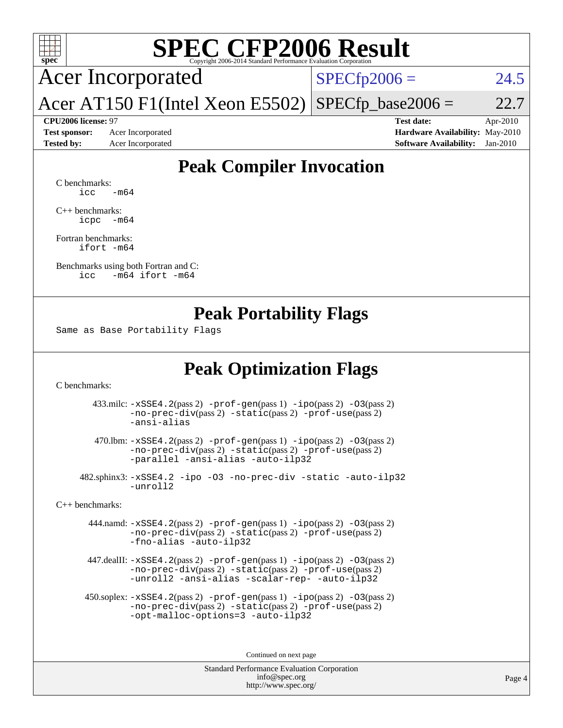# SPEC CFP2006 Result

Copyright 2006-2014 Standard Performance Evaluation Corporation

**Acer Incorporated**

**Acer AT150 F1(Intel Xeon E5502)**

SPECfp2006 = 24.5

SPECfp_base2006 = 22.7

| | | | |
|---|---|---|---|
| **CPU2006 license:** 97 | | **Test date:** | Apr-2010 |
| **Test sponsor:** | Acer Incorporated | **Hardware Availability:** | May-2010 |
| **Tested by:** | Acer Incorporated | **Software Availability:** | Jan-2010 |

## Peak Compiler Invocation

C benchmarks:
```
icc   -m64
```

C++ benchmarks:
```
icpc  -m64
```

Fortran benchmarks:
```
ifort -m64
```

Benchmarks using both Fortran and C:
```
icc   -m64 ifort -m64
```

## Peak Portability Flags

Same as Base Portability Flags

## Peak Optimization Flags

C benchmarks:

433.milc: -xSSE4.2(pass 2) -prof-gen(pass 1) -ipo(pass 2) -O3(pass 2) -no-prec-div(pass 2) -static(pass 2) -prof-use(pass 2) -ansi-alias

470.lbm: -xSSE4.2(pass 2) -prof-gen(pass 1) -ipo(pass 2) -O3(pass 2) -no-prec-div(pass 2) -static(pass 2) -prof-use(pass 2) -parallel -ansi-alias -auto-ilp32

482.sphinx3: -xSSE4.2 -ipo -O3 -no-prec-div -static -auto-ilp32 -unroll2

C++ benchmarks:

444.namd: -xSSE4.2(pass 2) -prof-gen(pass 1) -ipo(pass 2) -O3(pass 2) -no-prec-div(pass 2) -static(pass 2) -prof-use(pass 2) -fno-alias -auto-ilp32

447.dealII: -xSSE4.2(pass 2) -prof-gen(pass 1) -ipo(pass 2) -O3(pass 2) -no-prec-div(pass 2) -static(pass 2) -prof-use(pass 2) -unroll2 -ansi-alias -scalar-rep- -auto-ilp32

450.soplex: -xSSE4.2(pass 2) -prof-gen(pass 1) -ipo(pass 2) -O3(pass 2) -no-prec-div(pass 2) -static(pass 2) -prof-use(pass 2) -opt-malloc-options=3 -auto-ilp32

Continued on next page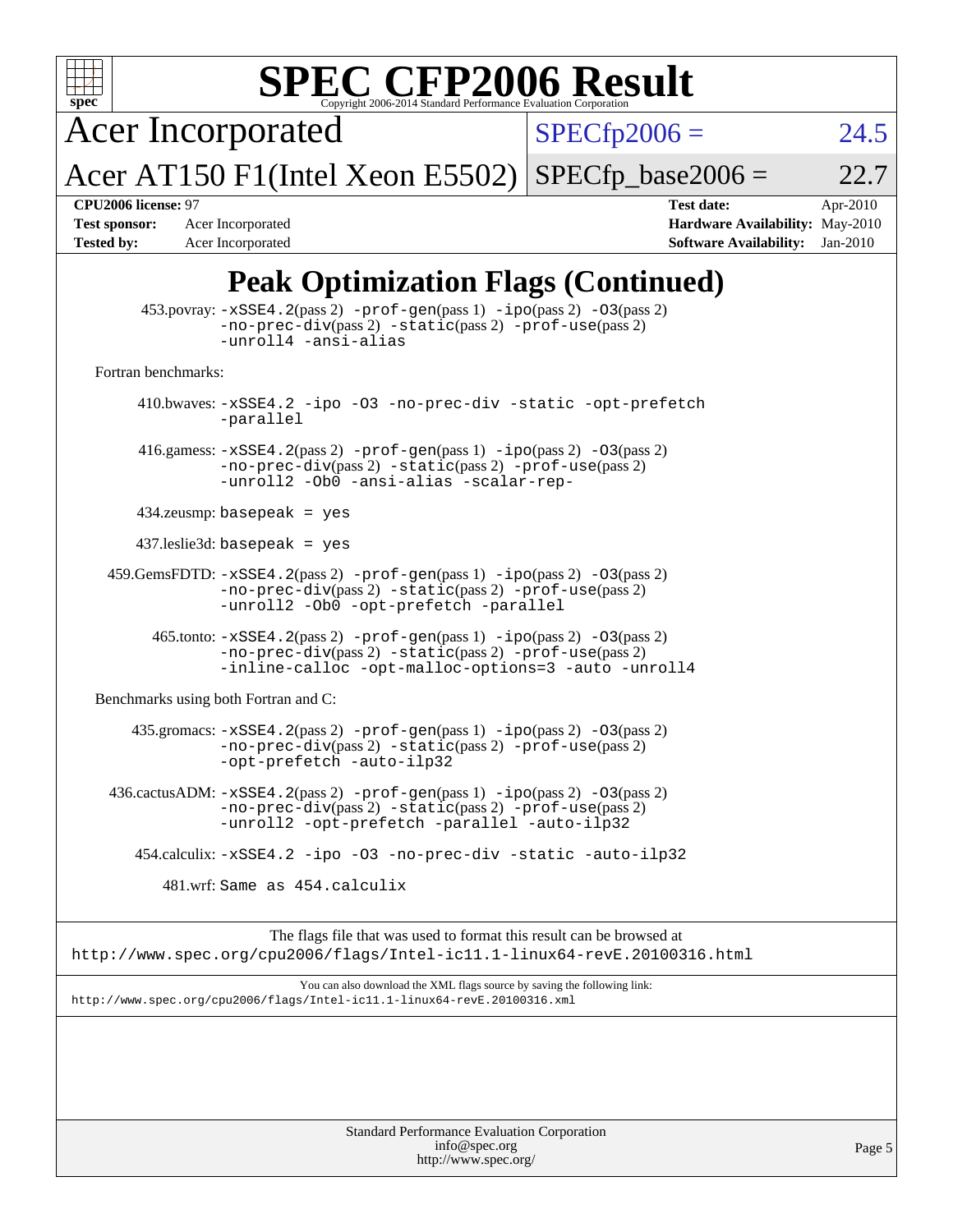# SPEC CFP2006 Result

Copyright 2006-2014 Standard Performance Evaluation Corporation

| Acer Incorporated | SPECfp2006 = | 24.5 |
|---|---|---|
| Acer AT150 F1(Intel Xeon E5502) | SPECfp_base2006 = | 22.7 |

| | | | |
|---|---|---|---|
| **CPU2006 license:** 97 | | **Test date:** | Apr-2010 |
| **Test sponsor:** | Acer Incorporated | **Hardware Availability:** | May-2010 |
| **Tested by:** | Acer Incorporated | **Software Availability:** | Jan-2010 |

## Peak Optimization Flags (Continued)

453.povray: -xSSE4.2(pass 2) -prof-gen(pass 1) -ipo(pass 2) -O3(pass 2) -no-prec-div(pass 2) -static(pass 2) -prof-use(pass 2) -unroll4 -ansi-alias

Fortran benchmarks:

410.bwaves: -xSSE4.2 -ipo -O3 -no-prec-div -static -opt-prefetch -parallel

416.gamess: -xSSE4.2(pass 2) -prof-gen(pass 1) -ipo(pass 2) -O3(pass 2) -no-prec-div(pass 2) -static(pass 2) -prof-use(pass 2) -unroll2 -Ob0 -ansi-alias -scalar-rep-

434.zeusmp: basepeak = yes

437.leslie3d: basepeak = yes

459.GemsFDTD: -xSSE4.2(pass 2) -prof-gen(pass 1) -ipo(pass 2) -O3(pass 2) -no-prec-div(pass 2) -static(pass 2) -prof-use(pass 2) -unroll2 -Ob0 -opt-prefetch -parallel

465.tonto: -xSSE4.2(pass 2) -prof-gen(pass 1) -ipo(pass 2) -O3(pass 2) -no-prec-div(pass 2) -static(pass 2) -prof-use(pass 2) -inline-calloc -opt-malloc-options=3 -auto -unroll4

Benchmarks using both Fortran and C:

435.gromacs: -xSSE4.2(pass 2) -prof-gen(pass 1) -ipo(pass 2) -O3(pass 2) -no-prec-div(pass 2) -static(pass 2) -prof-use(pass 2) -opt-prefetch -auto-ilp32

436.cactusADM: -xSSE4.2(pass 2) -prof-gen(pass 1) -ipo(pass 2) -O3(pass 2) -no-prec-div(pass 2) -static(pass 2) -prof-use(pass 2) -unroll2 -opt-prefetch -parallel -auto-ilp32

454.calculix: -xSSE4.2 -ipo -O3 -no-prec-div -static -auto-ilp32

481.wrf: Same as 454.calculix

The flags file that was used to format this result can be browsed at
http://www.spec.org/cpu2006/flags/Intel-ic11.1-linux64-revE.20100316.html

You can also download the XML flags source by saving the following link:
http://www.spec.org/cpu2006/flags/Intel-ic11.1-linux64-revE.20100316.xml

Standard Performance Evaluation Corporation
info@spec.org
http://www.spec.org/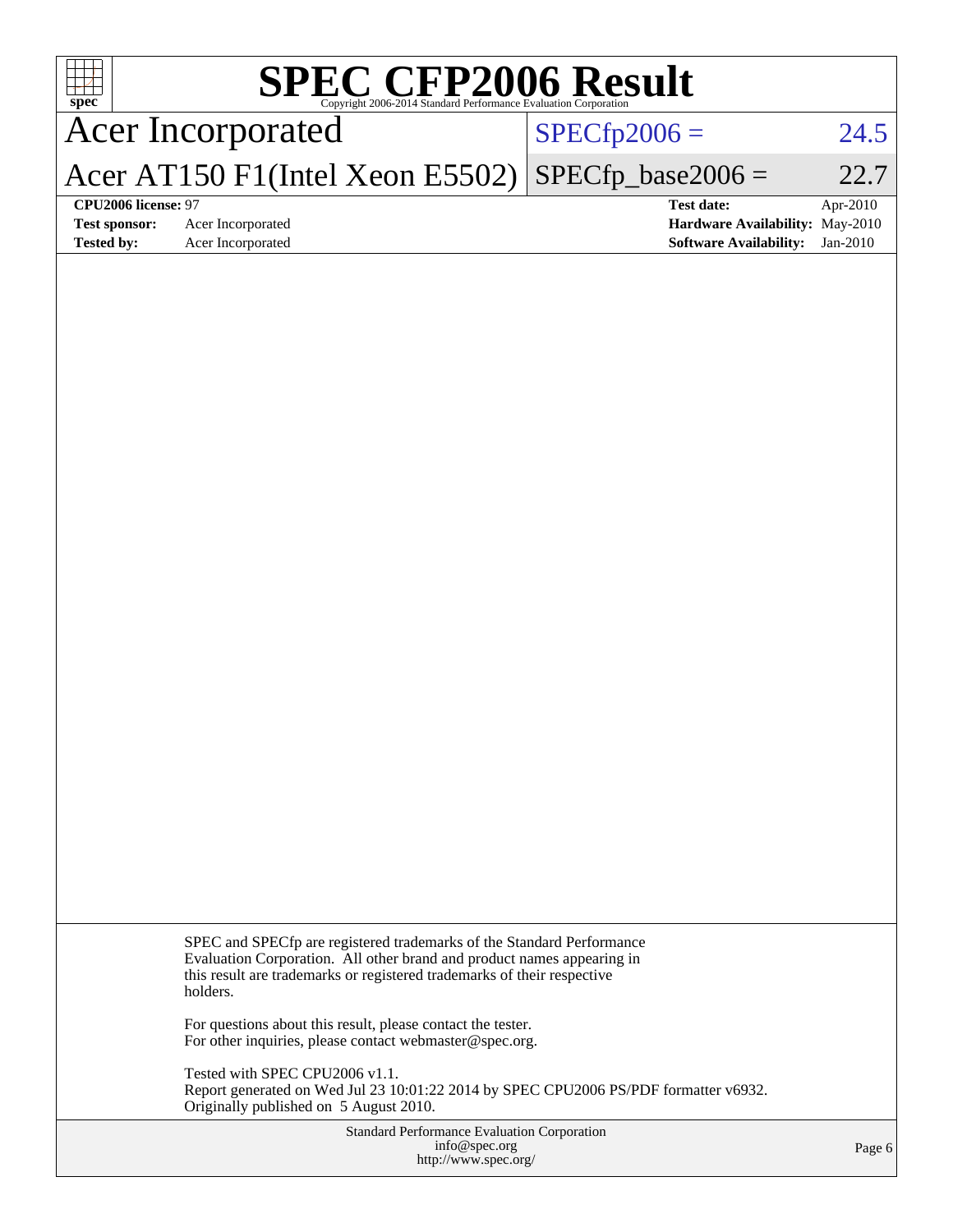# SPEC CFP2006 Result

Copyright 2006-2014 Standard Performance Evaluation Corporation

## Acer Incorporated

## Acer AT150 F1(Intel Xeon E5502)

SPECfp2006 = 24.5

SPECfp_base2006 = 22.7

**CPU2006 license:** 97

**Test sponsor:** Acer Incorporated

**Tested by:** Acer Incorporated

**Test date:** Apr-2010

**Hardware Availability:** May-2010

**Software Availability:** Jan-2010

SPEC and SPECfp are registered trademarks of the Standard Performance Evaluation Corporation. All other brand and product names appearing in this result are trademarks or registered trademarks of their respective holders.

For questions about this result, please contact the tester.
For other inquiries, please contact webmaster@spec.org.

Tested with SPEC CPU2006 v1.1.
Report generated on Wed Jul 23 10:01:22 2014 by SPEC CPU2006 PS/PDF formatter v6932.
Originally published on 5 August 2010.

Standard Performance Evaluation Corporation
info@spec.org
http://www.spec.org/